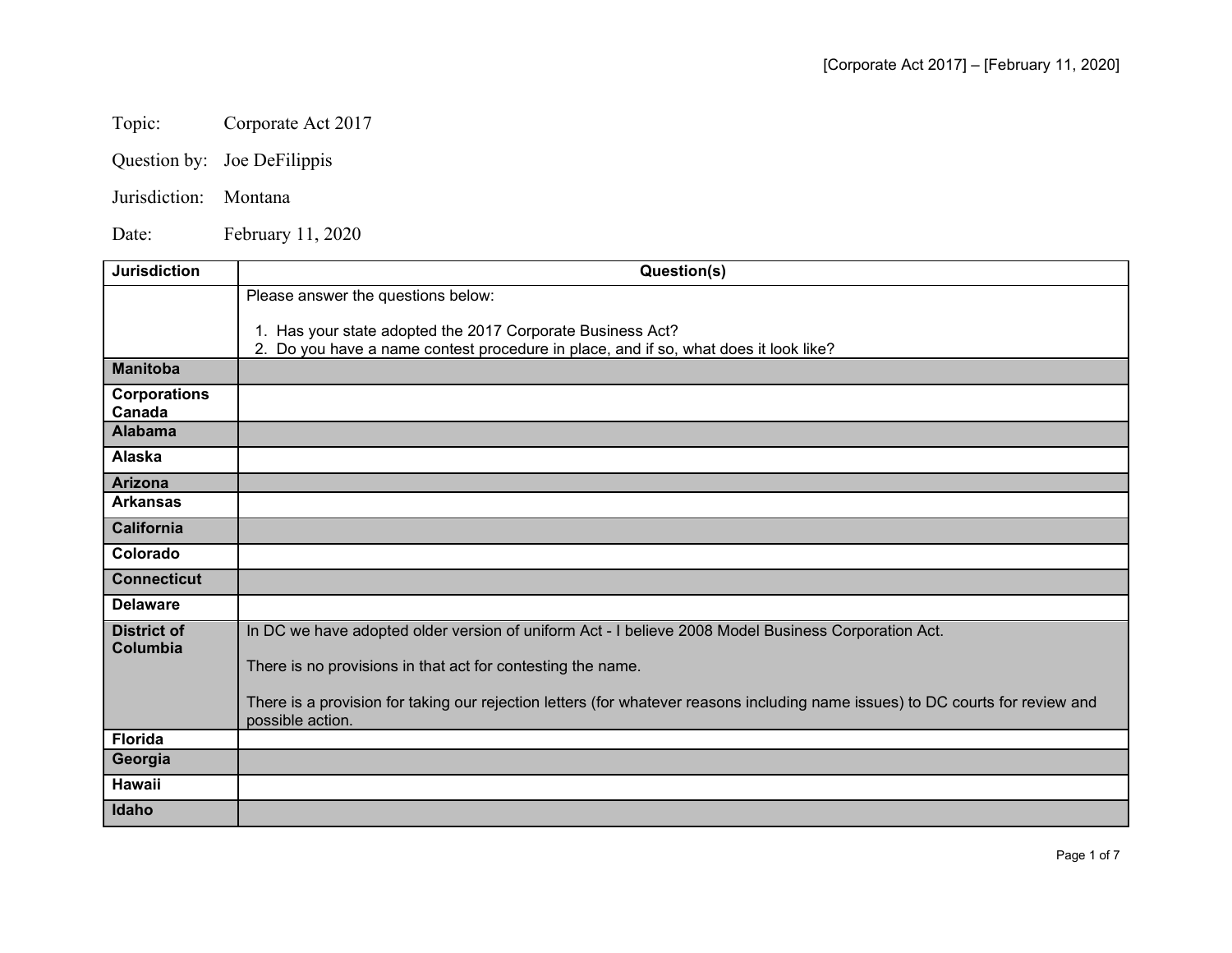Topic: Corporate Act 2017

Question by: Joe DeFilippis

Jurisdiction: Montana

Date: February 11, 2020

| Jurisdiction | Question(s) |
|---|---|
| | Please answer the questions below:<br><br>1. Has your state adopted the 2017 Corporate Business Act?<br>2. Do you have a name contest procedure in place, and if so, what does it look like? |
| **Manitoba** | |
| **Corporations Canada** | |
| **Alabama** | |
| **Alaska** | |
| **Arizona** | |
| **Arkansas** | |
| **California** | |
| **Colorado** | |
| **Connecticut** | |
| **Delaware** | |
| **District of Columbia** | In DC we have adopted older version of uniform Act - I believe 2008 Model Business Corporation Act.<br><br>There is no provisions in that act for contesting the name.<br><br>There is a provision for taking our rejection letters (for whatever reasons including name issues) to DC courts for review and possible action. |
| **Florida** | |
| **Georgia** | |
| **Hawaii** | |
| **Idaho** | |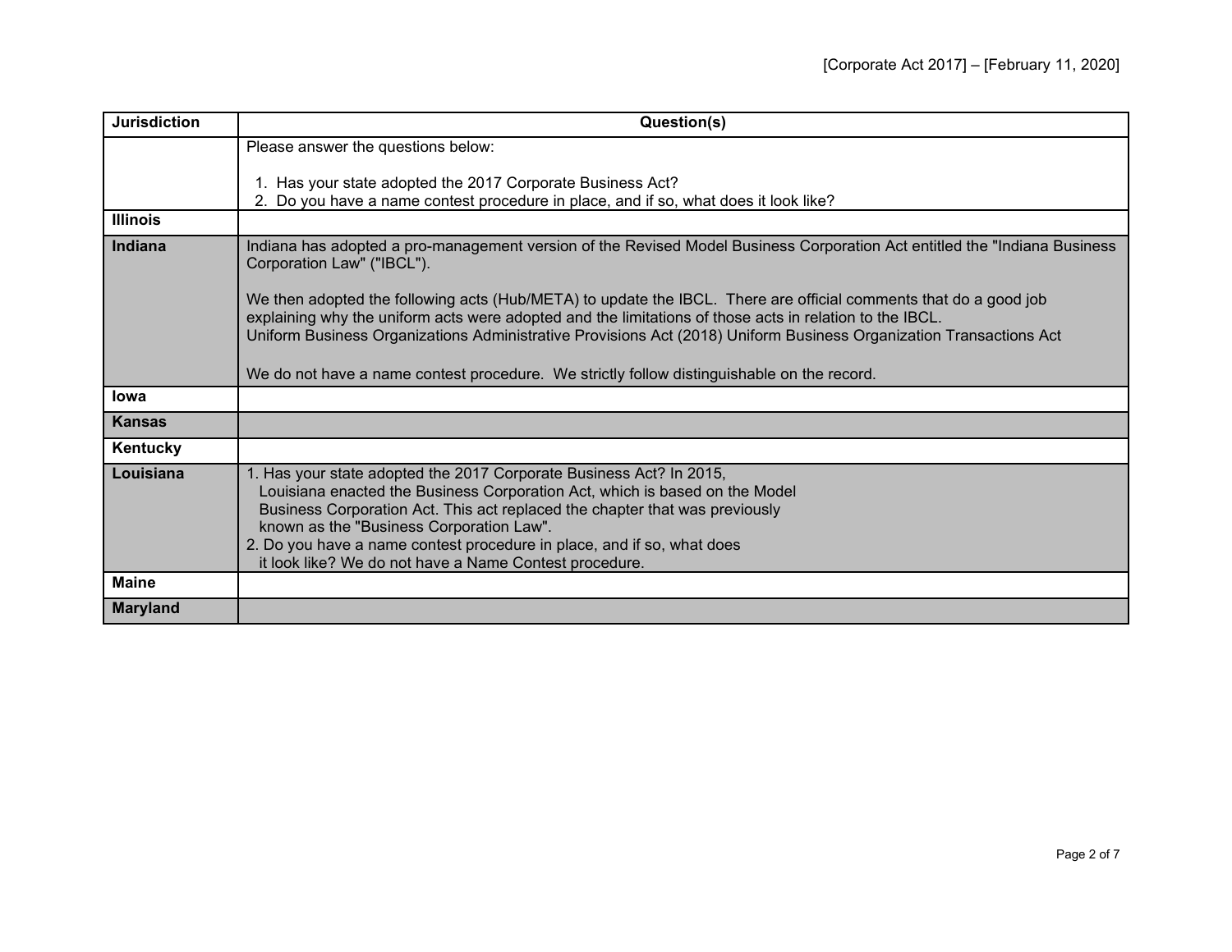| Jurisdiction | Question(s) |
| --- | --- |
| | Please answer the questions below:<br><br>1. Has your state adopted the 2017 Corporate Business Act?<br>2. Do you have a name contest procedure in place, and if so, what does it look like? |
| **Illinois** | |
| **Indiana** | Indiana has adopted a pro-management version of the Revised Model Business Corporation Act entitled the "Indiana Business Corporation Law" ("IBCL").<br><br>We then adopted the following acts (Hub/META) to update the IBCL. There are official comments that do a good job explaining why the uniform acts were adopted and the limitations of those acts in relation to the IBCL.<br>Uniform Business Organizations Administrative Provisions Act (2018) Uniform Business Organization Transactions Act<br><br>We do not have a name contest procedure. We strictly follow distinguishable on the record. |
| **Iowa** | |
| **Kansas** | |
| **Kentucky** | |
| **Louisiana** | 1. Has your state adopted the 2017 Corporate Business Act? In 2015, Louisiana enacted the Business Corporation Act, which is based on the Model Business Corporation Act. This act replaced the chapter that was previously known as the "Business Corporation Law".<br>2. Do you have a name contest procedure in place, and if so, what does it look like? We do not have a Name Contest procedure. |
| **Maine** | |
| **Maryland** | |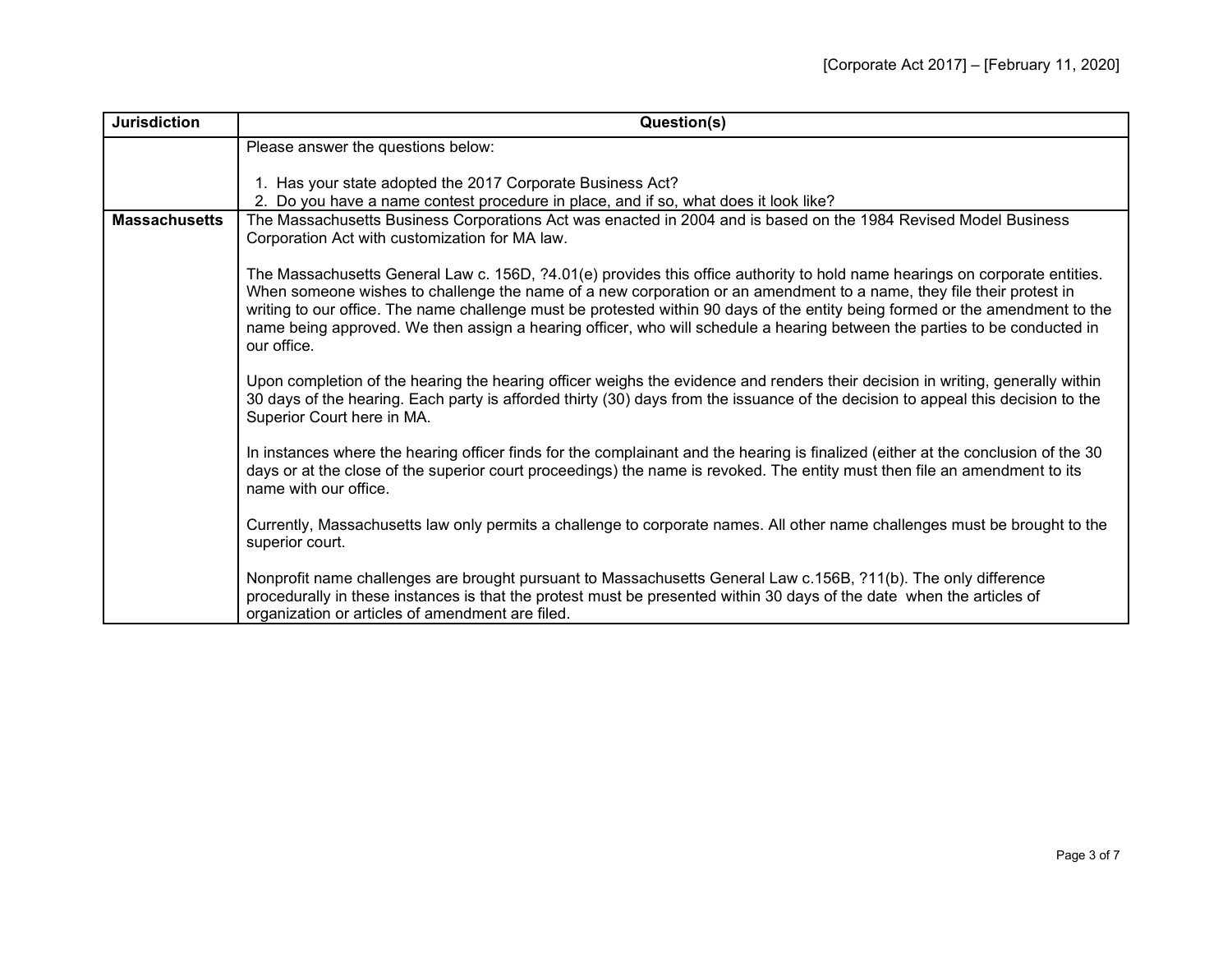| Jurisdiction | Question(s) |
|---|---|
| | Please answer the questions below:<br><br>1. Has your state adopted the 2017 Corporate Business Act?<br>2. Do you have a name contest procedure in place, and if so, what does it look like? |
| **Massachusetts** | The Massachusetts Business Corporations Act was enacted in 2004 and is based on the 1984 Revised Model Business Corporation Act with customization for MA law.<br><br>The Massachusetts General Law c. 156D, ?4.01(e) provides this office authority to hold name hearings on corporate entities. When someone wishes to challenge the name of a new corporation or an amendment to a name, they file their protest in writing to our office. The name challenge must be protested within 90 days of the entity being formed or the amendment to the name being approved. We then assign a hearing officer, who will schedule a hearing between the parties to be conducted in our office.<br><br>Upon completion of the hearing the hearing officer weighs the evidence and renders their decision in writing, generally within 30 days of the hearing. Each party is afforded thirty (30) days from the issuance of the decision to appeal this decision to the Superior Court here in MA.<br><br>In instances where the hearing officer finds for the complainant and the hearing is finalized (either at the conclusion of the 30 days or at the close of the superior court proceedings) the name is revoked. The entity must then file an amendment to its name with our office.<br><br>Currently, Massachusetts law only permits a challenge to corporate names. All other name challenges must be brought to the superior court.<br><br>Nonprofit name challenges are brought pursuant to Massachusetts General Law c.156B, ?11(b). The only difference procedurally in these instances is that the protest must be presented within 30 days of the date when the articles of organization or articles of amendment are filed. |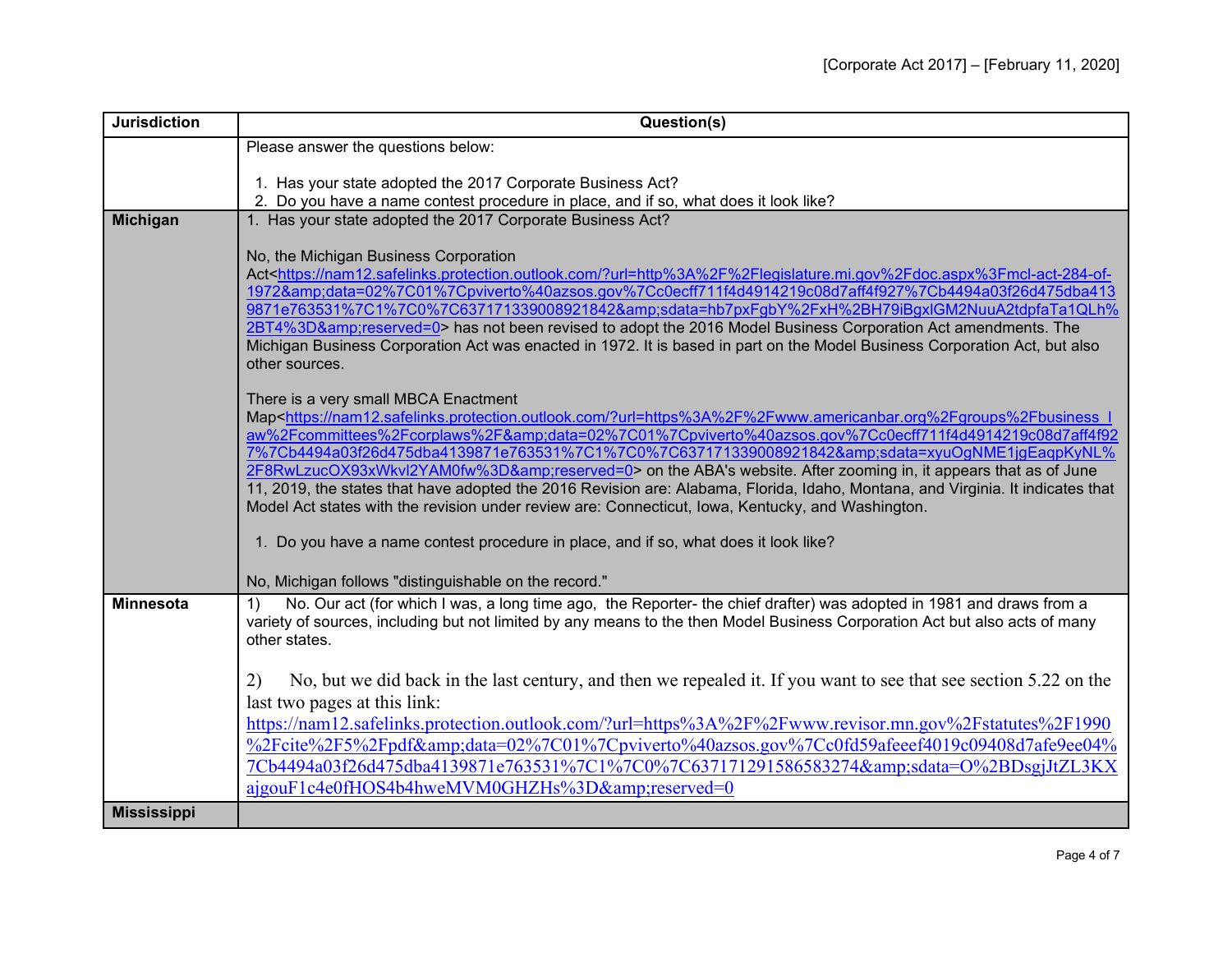| Jurisdiction | Question(s) |
|---|---|
| | Please answer the questions below:<br><br>1. Has your state adopted the 2017 Corporate Business Act?<br>2. Do you have a name contest procedure in place, and if so, what does it look like? |
| **Michigan** | 1. Has your state adopted the 2017 Corporate Business Act?<br><br>No, the Michigan Business Corporation Act<https://nam12.safelinks.protection.outlook.com/?url=http%3A%2F%2Flegislature.mi.gov%2Fdoc.aspx%3Fmcl-act-284-of-1972&amp;data=02%7C01%7Cpviverto%40azsos.gov%7Cc0ecff711f4d4914219c08d7aff4f927%7Cb4494a03f26d475dba4139871e763531%7C1%7C0%7C637171339008921842&amp;sdata=hb7pxFgbY%2FxH%2BH79iBgxIGM2NuuA2tdpfaTa1QLh%2BT4%3D&amp;reserved=0> has not been revised to adopt the 2016 Model Business Corporation Act amendments. The Michigan Business Corporation Act was enacted in 1972. It is based in part on the Model Business Corporation Act, but also other sources.<br><br>There is a very small MBCA Enactment Map<https://nam12.safelinks.protection.outlook.com/?url=https%3A%2F%2Fwww.americanbar.org%2Fgroups%2Fbusiness_law%2Fcommittees%2Fcorplaws%2F&amp;data=02%7C01%7Cpviverto%40azsos.gov%7Cc0ecff711f4d4914219c08d7aff4f927%7Cb4494a03f26d475dba4139871e763531%7C1%7C0%7C637171339008921842&amp;sdata=xyuOgNME1jgEaqpKyNL%2F8RwLzucOX93xWkvl2YAM0fw%3D&amp;reserved=0> on the ABA's website. After zooming in, it appears that as of June 11, 2019, the states that have adopted the 2016 Revision are: Alabama, Florida, Idaho, Montana, and Virginia. It indicates that Model Act states with the revision under review are: Connecticut, Iowa, Kentucky, and Washington.<br><br>1. Do you have a name contest procedure in place, and if so, what does it look like?<br><br>No, Michigan follows "distinguishable on the record." |
| **Minnesota** | 1) No. Our act (for which I was, a long time ago, the Reporter- the chief drafter) was adopted in 1981 and draws from a variety of sources, including but not limited by any means to the then Model Business Corporation Act but also acts of many other states.<br><br>2) No, but we did back in the last century, and then we repealed it. If you want to see that see section 5.22 on the last two pages at this link: https://nam12.safelinks.protection.outlook.com/?url=https%3A%2F%2Fwww.revisor.mn.gov%2Fstatutes%2F1990%2Fcite%2F5%2Fpdf&amp;data=02%7C01%7Cpviverto%40azsos.gov%7Cc0fd59afeeef4019c09408d7afe9ee04%7Cb4494a03f26d475dba4139871e763531%7C1%7C0%7C637171291586583274&amp;sdata=O%2BDsgjJtZL3KXajgouF1c4e0fHOS4b4hweMVM0GHZHs%3D&amp;reserved=0 |
| **Mississippi** | |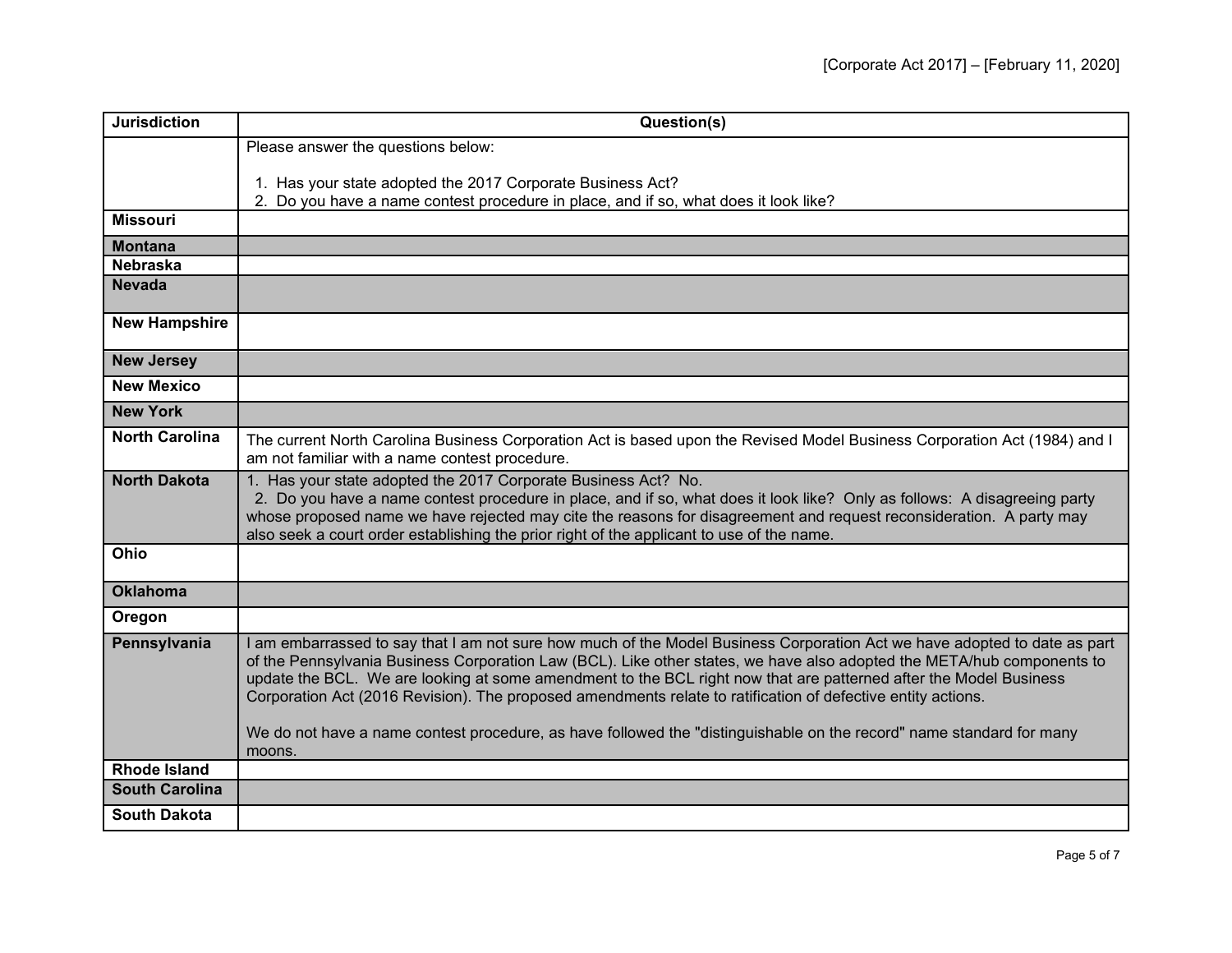| Jurisdiction | Question(s) |
|---|---|
| | Please answer the questions below:<br><br>1. Has your state adopted the 2017 Corporate Business Act?<br>2. Do you have a name contest procedure in place, and if so, what does it look like? |
| **Missouri** | |
| **Montana** | |
| **Nebraska** | |
| **Nevada** | |
| **New Hampshire** | |
| **New Jersey** | |
| **New Mexico** | |
| **New York** | |
| **North Carolina** | The current North Carolina Business Corporation Act is based upon the Revised Model Business Corporation Act (1984) and I am not familiar with a name contest procedure. |
| **North Dakota** | 1. Has your state adopted the 2017 Corporate Business Act? No.<br>2. Do you have a name contest procedure in place, and if so, what does it look like? Only as follows: A disagreeing party whose proposed name we have rejected may cite the reasons for disagreement and request reconsideration. A party may also seek a court order establishing the prior right of the applicant to use of the name. |
| **Ohio** | |
| **Oklahoma** | |
| **Oregon** | |
| **Pennsylvania** | I am embarrassed to say that I am not sure how much of the Model Business Corporation Act we have adopted to date as part of the Pennsylvania Business Corporation Law (BCL). Like other states, we have also adopted the META/hub components to update the BCL. We are looking at some amendment to the BCL right now that are patterned after the Model Business Corporation Act (2016 Revision). The proposed amendments relate to ratification of defective entity actions.<br><br>We do not have a name contest procedure, as have followed the "distinguishable on the record" name standard for many moons. |
| **Rhode Island** | |
| **South Carolina** | |
| **South Dakota** | |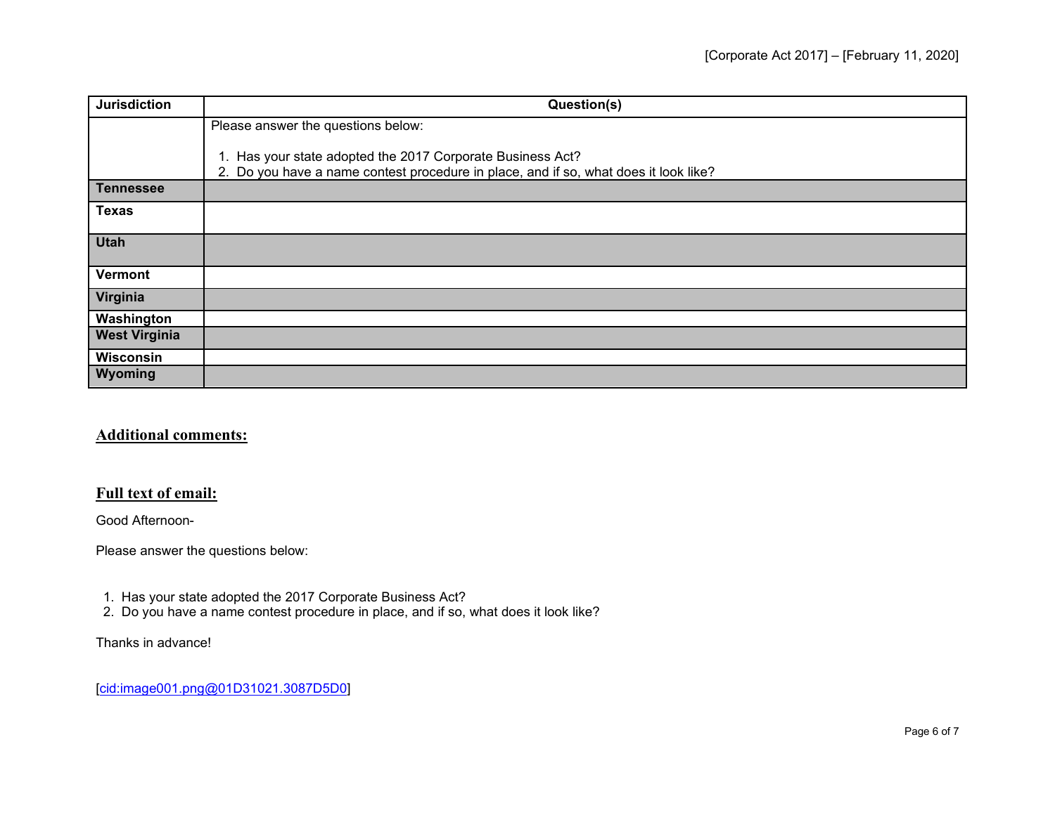| Jurisdiction | Question(s) |
|---|---|
| | Please answer the questions below:<br><br>1. Has your state adopted the 2017 Corporate Business Act?<br>2. Do you have a name contest procedure in place, and if so, what does it look like? |
| **Tennessee** | |
| **Texas** | |
| **Utah** | |
| **Vermont** | |
| **Virginia** | |
| **Washington** | |
| **West Virginia** | |
| **Wisconsin** | |
| **Wyoming** | |

## Additional comments:

## Full text of email:

Good Afternoon-

Please answer the questions below:

1. Has your state adopted the 2017 Corporate Business Act?
2. Do you have a name contest procedure in place, and if so, what does it look like?

Thanks in advance!

[cid:image001.png@01D31021.3087D5D0]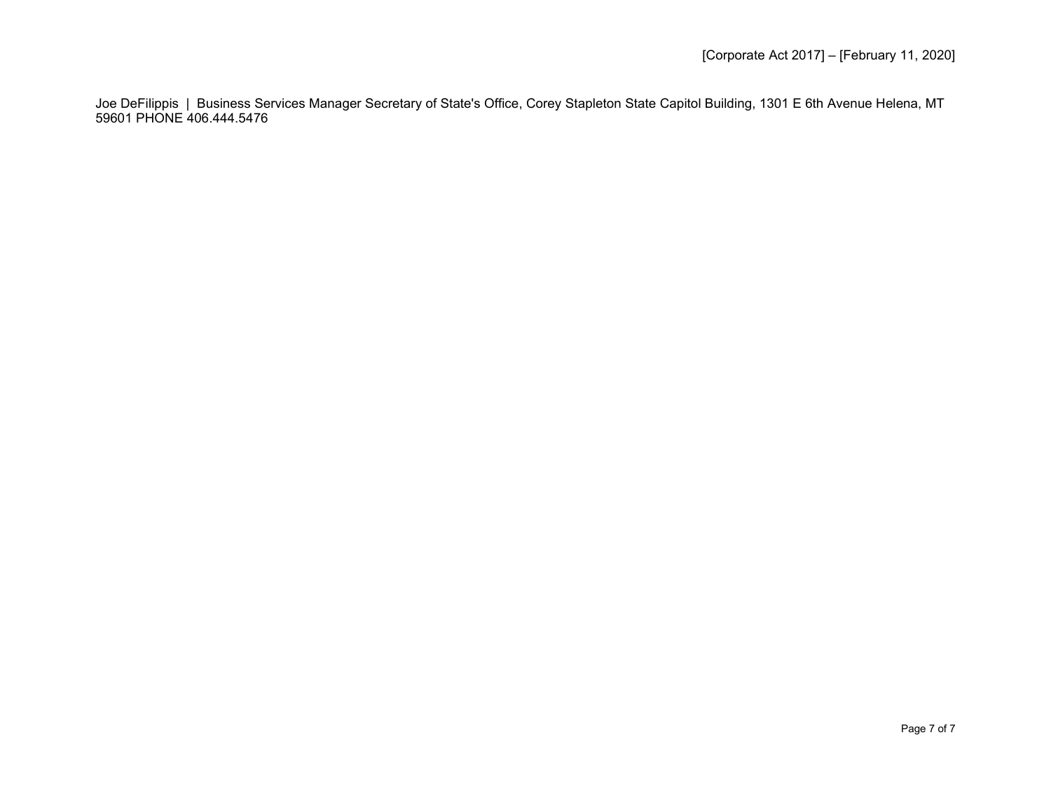Joe DeFilippis | Business Services Manager Secretary of State's Office, Corey Stapleton State Capitol Building, 1301 E 6th Avenue Helena, MT 59601 PHONE 406.444.5476